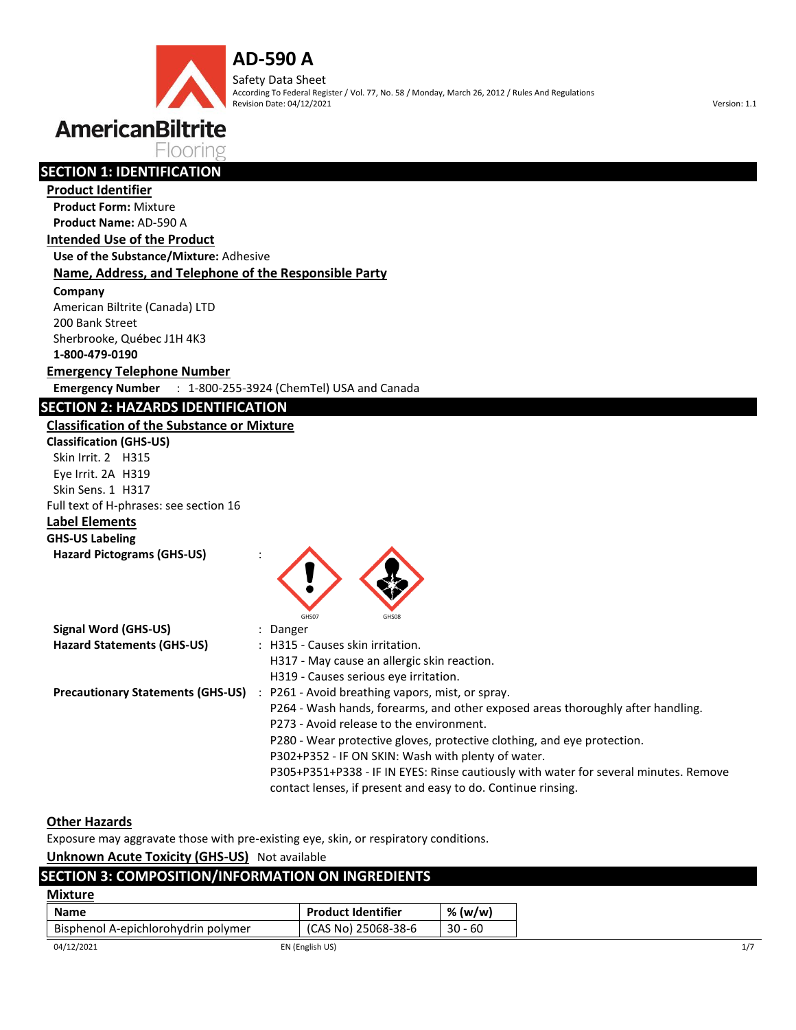# AD-590 A

Safety Data Sheet

According To Federal Register / Vol. 77, No. 58 / Monday, March 26, 2012 / Rules And Regulations

Revision Date: 04/12/2021

Version: 1.1

AmericanBiltrite Flooring

## SECTION 1: IDENTIFICATION

### Product Identifier

**Product Form:** Mixture

**Product Name:** AD-590 A

### Intended Use of the Product

**Use of the Substance/Mixture:** Adhesive

### Name, Address, and Telephone of the Responsible Party

**Company**

American Biltrite (Canada) LTD
200 Bank Street
Sherbrooke, Québec J1H 4K3
**1-800-479-0190**

### Emergency Telephone Number

**Emergency Number** : 1-800-255-3924 (ChemTel) USA and Canada

## SECTION 2: HAZARDS IDENTIFICATION

### Classification of the Substance or Mixture

**Classification (GHS-US)**

Skin Irrit. 2 H315
Eye Irrit. 2A H319
Skin Sens. 1 H317

Full text of H-phrases: see section 16

### Label Elements

**GHS-US Labeling**

**Hazard Pictograms (GHS-US)** : GHS07 GHS08

**Signal Word (GHS-US)** : Danger

**Hazard Statements (GHS-US)** : H315 - Causes skin irritation.
H317 - May cause an allergic skin reaction.
H319 - Causes serious eye irritation.

**Precautionary Statements (GHS-US)** : P261 - Avoid breathing vapors, mist, or spray.
P264 - Wash hands, forearms, and other exposed areas thoroughly after handling.
P273 - Avoid release to the environment.
P280 - Wear protective gloves, protective clothing, and eye protection.
P302+P352 - IF ON SKIN: Wash with plenty of water.
P305+P351+P338 - IF IN EYES: Rinse cautiously with water for several minutes. Remove contact lenses, if present and easy to do. Continue rinsing.

### Other Hazards

Exposure may aggravate those with pre-existing eye, skin, or respiratory conditions.

### Unknown Acute Toxicity (GHS-US)

Not available

## SECTION 3: COMPOSITION/INFORMATION ON INGREDIENTS

### Mixture

| Name | Product Identifier | % (w/w) |
|---|---|---|
| Bisphenol A-epichlorohydrin polymer | (CAS No) 25068-38-6 | 30 - 60 |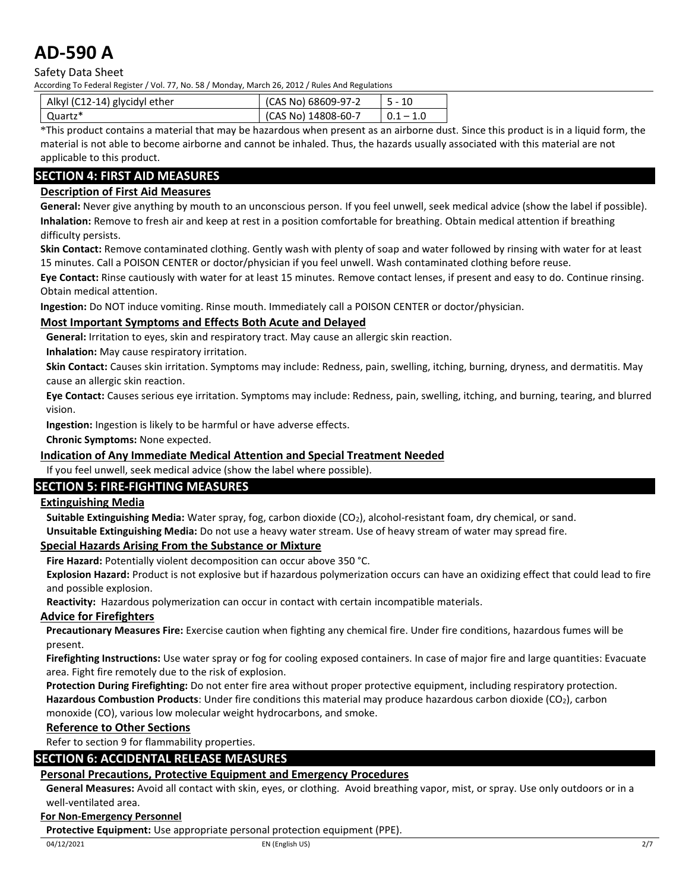| Alkyl (C12-14) glycidyl ether | (CAS No) 68609-97-2 | 5 - 10 |
|---|---|---|
| Quartz* | (CAS No) 14808-60-7 | 0.1 – 1.0 |

*This product contains a material that may be hazardous when present as an airborne dust. Since this product is in a liquid form, the material is not able to become airborne and cannot be inhaled. Thus, the hazards usually associated with this material are not applicable to this product.

## SECTION 4: FIRST AID MEASURES

### Description of First Aid Measures

**General:** Never give anything by mouth to an unconscious person. If you feel unwell, seek medical advice (show the label if possible).

**Inhalation:** Remove to fresh air and keep at rest in a position comfortable for breathing. Obtain medical attention if breathing difficulty persists.

**Skin Contact:** Remove contaminated clothing. Gently wash with plenty of soap and water followed by rinsing with water for at least 15 minutes. Call a POISON CENTER or doctor/physician if you feel unwell. Wash contaminated clothing before reuse.

**Eye Contact:** Rinse cautiously with water for at least 15 minutes. Remove contact lenses, if present and easy to do. Continue rinsing. Obtain medical attention.

**Ingestion:** Do NOT induce vomiting. Rinse mouth. Immediately call a POISON CENTER or doctor/physician.

### Most Important Symptoms and Effects Both Acute and Delayed

**General:** Irritation to eyes, skin and respiratory tract. May cause an allergic skin reaction.

**Inhalation:** May cause respiratory irritation.

**Skin Contact:** Causes skin irritation. Symptoms may include: Redness, pain, swelling, itching, burning, dryness, and dermatitis. May cause an allergic skin reaction.

**Eye Contact:** Causes serious eye irritation. Symptoms may include: Redness, pain, swelling, itching, and burning, tearing, and blurred vision.

**Ingestion:** Ingestion is likely to be harmful or have adverse effects.

**Chronic Symptoms:** None expected.

### Indication of Any Immediate Medical Attention and Special Treatment Needed

If you feel unwell, seek medical advice (show the label where possible).

## SECTION 5: FIRE-FIGHTING MEASURES

### Extinguishing Media

**Suitable Extinguishing Media:** Water spray, fog, carbon dioxide ($CO_2$), alcohol-resistant foam, dry chemical, or sand.

**Unsuitable Extinguishing Media:** Do not use a heavy water stream. Use of heavy stream of water may spread fire.

### Special Hazards Arising From the Substance or Mixture

**Fire Hazard:** Potentially violent decomposition can occur above 350 °C.

**Explosion Hazard:** Product is not explosive but if hazardous polymerization occurs can have an oxidizing effect that could lead to fire and possible explosion.

**Reactivity:** Hazardous polymerization can occur in contact with certain incompatible materials.

### Advice for Firefighters

**Precautionary Measures Fire:** Exercise caution when fighting any chemical fire. Under fire conditions, hazardous fumes will be present.

**Firefighting Instructions:** Use water spray or fog for cooling exposed containers. In case of major fire and large quantities: Evacuate area. Fight fire remotely due to the risk of explosion.

**Protection During Firefighting:** Do not enter fire area without proper protective equipment, including respiratory protection.

**Hazardous Combustion Products**: Under fire conditions this material may produce hazardous carbon dioxide ($CO_2$), carbon monoxide (CO), various low molecular weight hydrocarbons, and smoke.

### Reference to Other Sections

Refer to section 9 for flammability properties.

## SECTION 6: ACCIDENTAL RELEASE MEASURES

### Personal Precautions, Protective Equipment and Emergency Procedures

**General Measures:** Avoid all contact with skin, eyes, or clothing. Avoid breathing vapor, mist, or spray. Use only outdoors or in a well-ventilated area.

**For Non-Emergency Personnel**

**Protective Equipment:** Use appropriate personal protection equipment (PPE).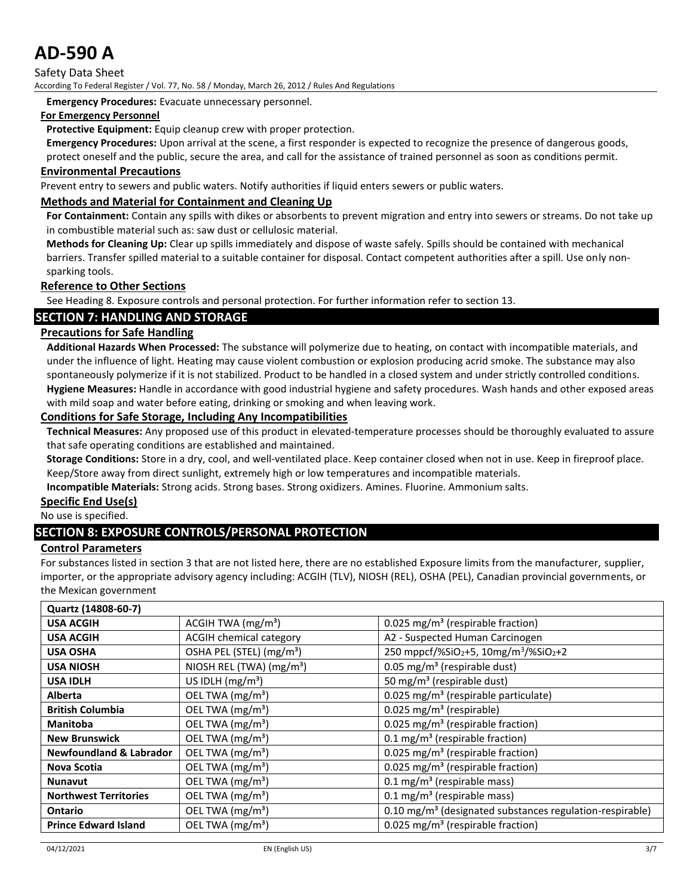**Emergency Procedures:** Evacuate unnecessary personnel.

**For Emergency Personnel**

**Protective Equipment:** Equip cleanup crew with proper protection.

**Emergency Procedures:** Upon arrival at the scene, a first responder is expected to recognize the presence of dangerous goods, protect oneself and the public, secure the area, and call for the assistance of trained personnel as soon as conditions permit.

### Environmental Precautions

Prevent entry to sewers and public waters. Notify authorities if liquid enters sewers or public waters.

### Methods and Material for Containment and Cleaning Up

**For Containment:** Contain any spills with dikes or absorbents to prevent migration and entry into sewers or streams. Do not take up in combustible material such as: saw dust or cellulosic material.

**Methods for Cleaning Up:** Clear up spills immediately and dispose of waste safely. Spills should be contained with mechanical barriers. Transfer spilled material to a suitable container for disposal. Contact competent authorities after a spill. Use only non-sparking tools.

### Reference to Other Sections

See Heading 8. Exposure controls and personal protection. For further information refer to section 13.

## SECTION 7: HANDLING AND STORAGE

### Precautions for Safe Handling

**Additional Hazards When Processed:** The substance will polymerize due to heating, on contact with incompatible materials, and under the influence of light. Heating may cause violent combustion or explosion producing acrid smoke. The substance may also spontaneously polymerize if it is not stabilized. Product to be handled in a closed system and under strictly controlled conditions.

**Hygiene Measures:** Handle in accordance with good industrial hygiene and safety procedures. Wash hands and other exposed areas with mild soap and water before eating, drinking or smoking and when leaving work.

### Conditions for Safe Storage, Including Any Incompatibilities

**Technical Measures:** Any proposed use of this product in elevated-temperature processes should be thoroughly evaluated to assure that safe operating conditions are established and maintained.

**Storage Conditions:** Store in a dry, cool, and well-ventilated place. Keep container closed when not in use. Keep in fireproof place. Keep/Store away from direct sunlight, extremely high or low temperatures and incompatible materials.

**Incompatible Materials:** Strong acids. Strong bases. Strong oxidizers. Amines. Fluorine. Ammonium salts.

### Specific End Use(s)

No use is specified.

## SECTION 8: EXPOSURE CONTROLS/PERSONAL PROTECTION

### Control Parameters

For substances listed in section 3 that are not listed here, there are no established Exposure limits from the manufacturer, supplier, importer, or the appropriate advisory agency including: ACGIH (TLV), NIOSH (REL), OSHA (PEL), Canadian provincial governments, or the Mexican government

| Quartz (14808-60-7) | | |
|---|---|---|
| **USA ACGIH** | ACGIH TWA ($mg/m^3$) | 0.025 $mg/m^3$ (respirable fraction) |
| **USA ACGIH** | ACGIH chemical category | A2 - Suspected Human Carcinogen |
| **USA OSHA** | OSHA PEL (STEL) ($mg/m^3$) | 250 mppcf/%$SiO_2$+5, 10mg/$m^3$/%$SiO_2$+2 |
| **USA NIOSH** | NIOSH REL (TWA) ($mg/m^3$) | 0.05 $mg/m^3$ (respirable dust) |
| **USA IDLH** | US IDLH ($mg/m^3$) | 50 $mg/m^3$ (respirable dust) |
| **Alberta** | OEL TWA ($mg/m^3$) | 0.025 $mg/m^3$ (respirable particulate) |
| **British Columbia** | OEL TWA ($mg/m^3$) | 0.025 $mg/m^3$ (respirable) |
| **Manitoba** | OEL TWA ($mg/m^3$) | 0.025 $mg/m^3$ (respirable fraction) |
| **New Brunswick** | OEL TWA ($mg/m^3$) | 0.1 $mg/m^3$ (respirable fraction) |
| **Newfoundland & Labrador** | OEL TWA ($mg/m^3$) | 0.025 $mg/m^3$ (respirable fraction) |
| **Nova Scotia** | OEL TWA ($mg/m^3$) | 0.025 $mg/m^3$ (respirable fraction) |
| **Nunavut** | OEL TWA ($mg/m^3$) | 0.1 $mg/m^3$ (respirable mass) |
| **Northwest Territories** | OEL TWA ($mg/m^3$) | 0.1 $mg/m^3$ (respirable mass) |
| **Ontario** | OEL TWA ($mg/m^3$) | 0.10 $mg/m^3$ (designated substances regulation-respirable) |
| **Prince Edward Island** | OEL TWA ($mg/m^3$) | 0.025 $mg/m^3$ (respirable fraction) |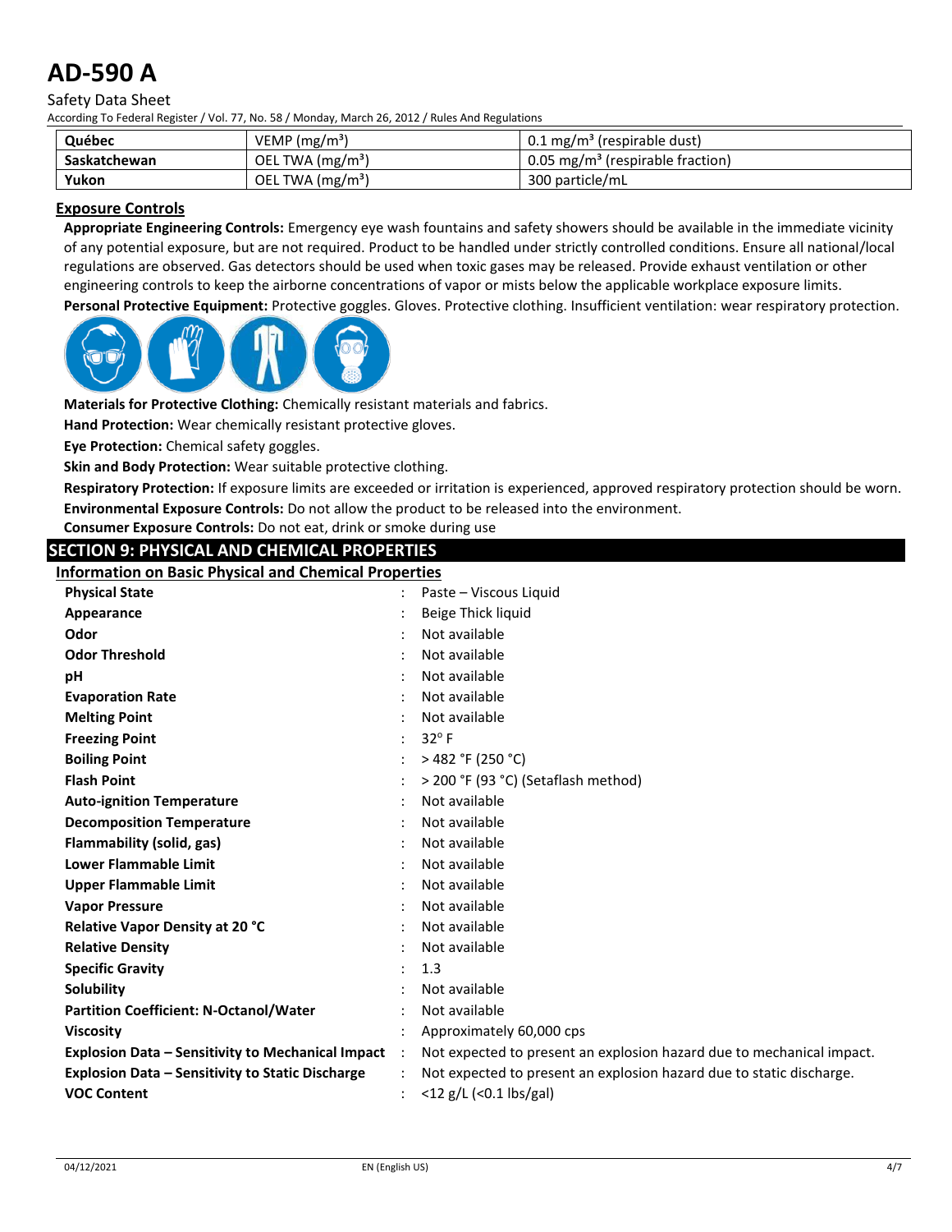| Québec | VEMP (mg/m³) | 0.1 mg/m³ (respirable dust) |
|---|---|---|
| Saskatchewan | OEL TWA (mg/m³) | 0.05 mg/m³ (respirable fraction) |
| Yukon | OEL TWA (mg/m³) | 300 particle/mL |

## Exposure Controls

**Appropriate Engineering Controls:** Emergency eye wash fountains and safety showers should be available in the immediate vicinity of any potential exposure, but are not required. Product to be handled under strictly controlled conditions. Ensure all national/local regulations are observed. Gas detectors should be used when toxic gases may be released. Provide exhaust ventilation or other engineering controls to keep the airborne concentrations of vapor or mists below the applicable workplace exposure limits.

**Personal Protective Equipment:** Protective goggles. Gloves. Protective clothing. Insufficient ventilation: wear respiratory protection.

**Materials for Protective Clothing:** Chemically resistant materials and fabrics.

**Hand Protection:** Wear chemically resistant protective gloves.

**Eye Protection:** Chemical safety goggles.

**Skin and Body Protection:** Wear suitable protective clothing.

**Respiratory Protection:** If exposure limits are exceeded or irritation is experienced, approved respiratory protection should be worn.

**Environmental Exposure Controls:** Do not allow the product to be released into the environment.

**Consumer Exposure Controls:** Do not eat, drink or smoke during use

# SECTION 9: PHYSICAL AND CHEMICAL PROPERTIES

## Information on Basic Physical and Chemical Properties

| | | |
|---|---|---|
| **Physical State** | : | Paste – Viscous Liquid |
| **Appearance** | : | Beige Thick liquid |
| **Odor** | : | Not available |
| **Odor Threshold** | : | Not available |
| **pH** | : | Not available |
| **Evaporation Rate** | : | Not available |
| **Melting Point** | : | Not available |
| **Freezing Point** | : | 32° F |
| **Boiling Point** | : | > 482 °F (250 °C) |
| **Flash Point** | : | > 200 °F (93 °C) (Setaflash method) |
| **Auto-ignition Temperature** | : | Not available |
| **Decomposition Temperature** | : | Not available |
| **Flammability (solid, gas)** | : | Not available |
| **Lower Flammable Limit** | : | Not available |
| **Upper Flammable Limit** | : | Not available |
| **Vapor Pressure** | : | Not available |
| **Relative Vapor Density at 20 °C** | : | Not available |
| **Relative Density** | : | Not available |
| **Specific Gravity** | : | 1.3 |
| **Solubility** | : | Not available |
| **Partition Coefficient: N-Octanol/Water** | : | Not available |
| **Viscosity** | : | Approximately 60,000 cps |
| **Explosion Data – Sensitivity to Mechanical Impact** | : | Not expected to present an explosion hazard due to mechanical impact. |
| **Explosion Data – Sensitivity to Static Discharge** | : | Not expected to present an explosion hazard due to static discharge. |
| **VOC Content** | : | <12 g/L (<0.1 lbs/gal) |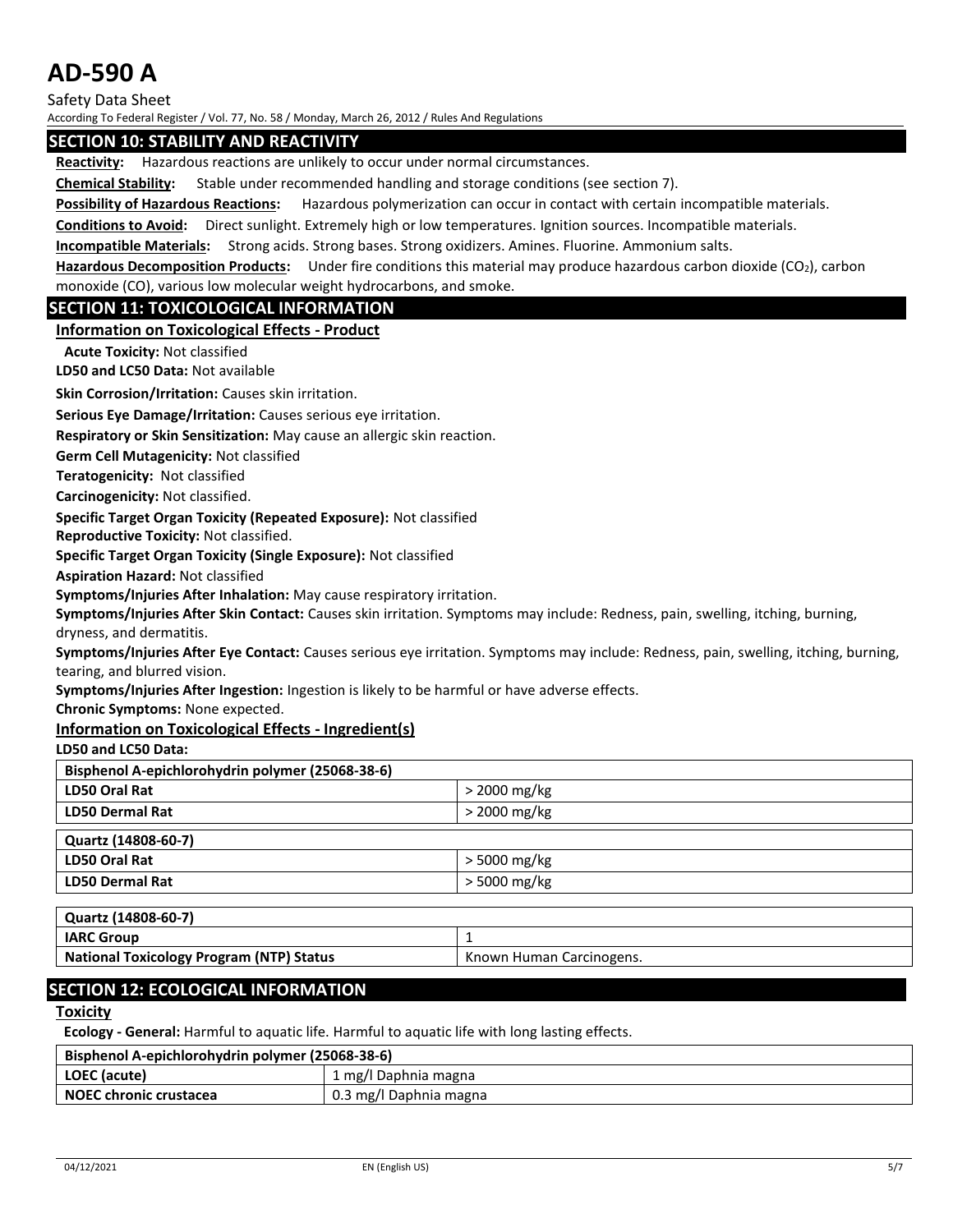## SECTION 10: STABILITY AND REACTIVITY

**Reactivity:** Hazardous reactions are unlikely to occur under normal circumstances.

**Chemical Stability:** Stable under recommended handling and storage conditions (see section 7).

**Possibility of Hazardous Reactions:** Hazardous polymerization can occur in contact with certain incompatible materials.

**Conditions to Avoid:** Direct sunlight. Extremely high or low temperatures. Ignition sources. Incompatible materials.

**Incompatible Materials:** Strong acids. Strong bases. Strong oxidizers. Amines. Fluorine. Ammonium salts.

**Hazardous Decomposition Products:** Under fire conditions this material may produce hazardous carbon dioxide ($CO_2$), carbon monoxide (CO), various low molecular weight hydrocarbons, and smoke.

## SECTION 11: TOXICOLOGICAL INFORMATION

### Information on Toxicological Effects - Product

**Acute Toxicity:** Not classified

**LD50 and LC50 Data:** Not available

**Skin Corrosion/Irritation:** Causes skin irritation.

**Serious Eye Damage/Irritation:** Causes serious eye irritation.

**Respiratory or Skin Sensitization:** May cause an allergic skin reaction.

**Germ Cell Mutagenicity:** Not classified

**Teratogenicity:** Not classified

**Carcinogenicity:** Not classified.

**Specific Target Organ Toxicity (Repeated Exposure):** Not classified

**Reproductive Toxicity:** Not classified.

**Specific Target Organ Toxicity (Single Exposure):** Not classified

**Aspiration Hazard:** Not classified

**Symptoms/Injuries After Inhalation:** May cause respiratory irritation.

**Symptoms/Injuries After Skin Contact:** Causes skin irritation. Symptoms may include: Redness, pain, swelling, itching, burning, dryness, and dermatitis.

**Symptoms/Injuries After Eye Contact:** Causes serious eye irritation. Symptoms may include: Redness, pain, swelling, itching, burning, tearing, and blurred vision.

**Symptoms/Injuries After Ingestion:** Ingestion is likely to be harmful or have adverse effects.

**Chronic Symptoms:** None expected.

### Information on Toxicological Effects - Ingredient(s)

**LD50 and LC50 Data:**

| Bisphenol A-epichlorohydrin polymer (25068-38-6) | |
|---|---|
| LD50 Oral Rat | > 2000 mg/kg |
| LD50 Dermal Rat | > 2000 mg/kg |

| Quartz (14808-60-7) | |
|---|---|
| LD50 Oral Rat | > 5000 mg/kg |
| LD50 Dermal Rat | > 5000 mg/kg |

| Quartz (14808-60-7) | |
|---|---|
| IARC Group | 1 |
| National Toxicology Program (NTP) Status | Known Human Carcinogens. |

## SECTION 12: ECOLOGICAL INFORMATION

### Toxicity

**Ecology - General:** Harmful to aquatic life. Harmful to aquatic life with long lasting effects.

| Bisphenol A-epichlorohydrin polymer (25068-38-6) | |
|---|---|
| LOEC (acute) | 1 mg/l Daphnia magna |
| NOEC chronic crustacea | 0.3 mg/l Daphnia magna |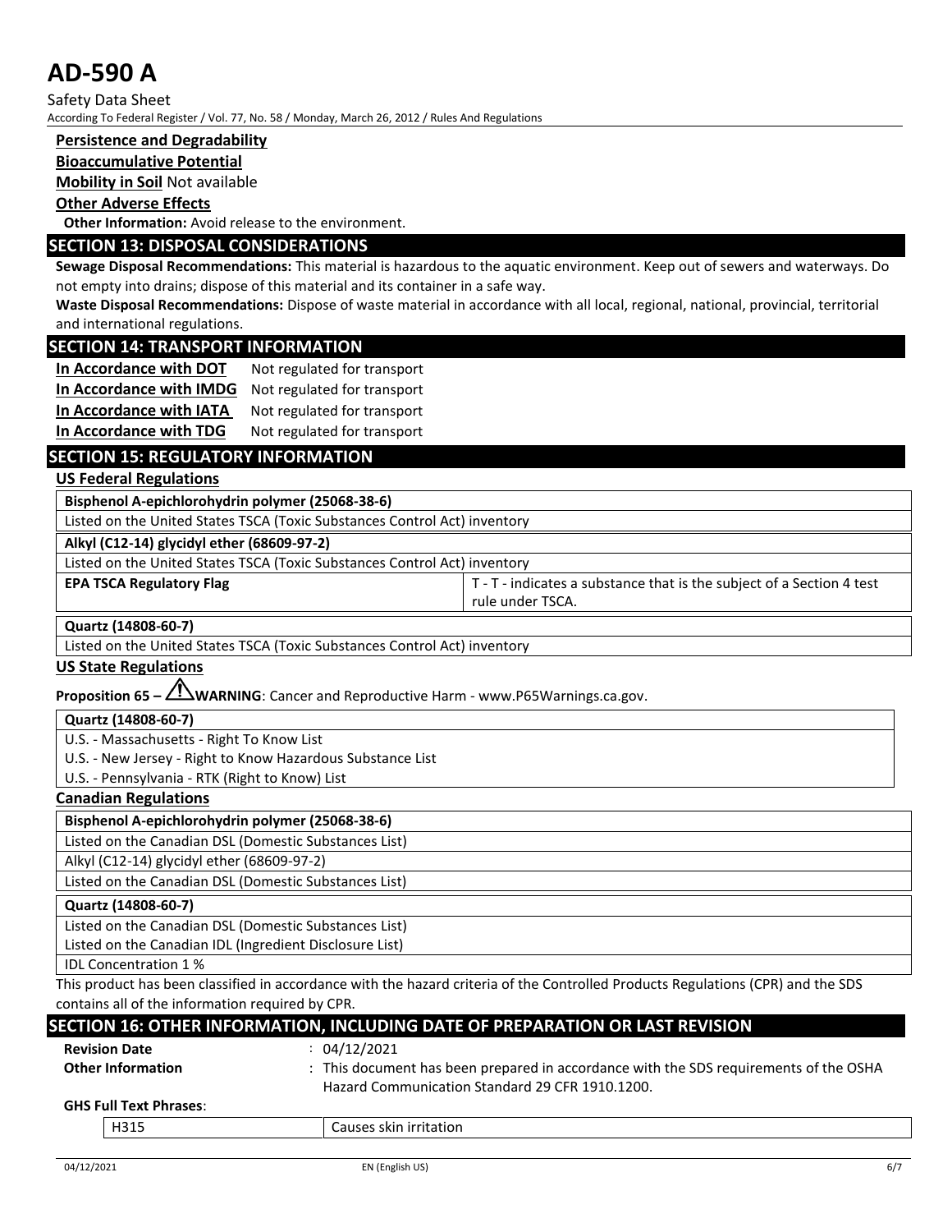**Persistence and Degradability**

**Bioaccumulative Potential**

**Mobility in Soil** Not available

**Other Adverse Effects**

**Other Information:** Avoid release to the environment.

## SECTION 13: DISPOSAL CONSIDERATIONS

**Sewage Disposal Recommendations:** This material is hazardous to the aquatic environment. Keep out of sewers and waterways. Do not empty into drains; dispose of this material and its container in a safe way.

**Waste Disposal Recommendations:** Dispose of waste material in accordance with all local, regional, national, provincial, territorial and international regulations.

## SECTION 14: TRANSPORT INFORMATION

**In Accordance with DOT** Not regulated for transport

**In Accordance with IMDG** Not regulated for transport

**In Accordance with IATA** Not regulated for transport

**In Accordance with TDG** Not regulated for transport

## SECTION 15: REGULATORY INFORMATION

### US Federal Regulations

| **Bisphenol A-epichlorohydrin polymer (25068-38-6)** | |
|---|---|
| Listed on the United States TSCA (Toxic Substances Control Act) inventory | |

| **Alkyl (C12-14) glycidyl ether (68609-97-2)** | |
|---|---|
| Listed on the United States TSCA (Toxic Substances Control Act) inventory | |
| **EPA TSCA Regulatory Flag** | T - T - indicates a substance that is the subject of a Section 4 test rule under TSCA. |

| **Quartz (14808-60-7)** |
|---|
| Listed on the United States TSCA (Toxic Substances Control Act) inventory |

### US State Regulations

**Proposition 65 – ⚠WARNING**: Cancer and Reproductive Harm - www.P65Warnings.ca.gov.

| **Quartz (14808-60-7)** |
|---|
| U.S. - Massachusetts - Right To Know List |
| U.S. - New Jersey - Right to Know Hazardous Substance List |
| U.S. - Pennsylvania - RTK (Right to Know) List |

### Canadian Regulations

| **Bisphenol A-epichlorohydrin polymer (25068-38-6)** |
|---|
| Listed on the Canadian DSL (Domestic Substances List) |
| Alkyl (C12-14) glycidyl ether (68609-97-2) |
| Listed on the Canadian DSL (Domestic Substances List) |

| **Quartz (14808-60-7)** |
|---|
| Listed on the Canadian DSL (Domestic Substances List) |
| Listed on the Canadian IDL (Ingredient Disclosure List) |
| IDL Concentration 1 % |

This product has been classified in accordance with the hazard criteria of the Controlled Products Regulations (CPR) and the SDS contains all of the information required by CPR.

## SECTION 16: OTHER INFORMATION, INCLUDING DATE OF PREPARATION OR LAST REVISION

**Revision Date** : 04/12/2021

**Other Information** : This document has been prepared in accordance with the SDS requirements of the OSHA Hazard Communication Standard 29 CFR 1910.1200.

**GHS Full Text Phrases**:

| H315 | Causes skin irritation |
|---|---|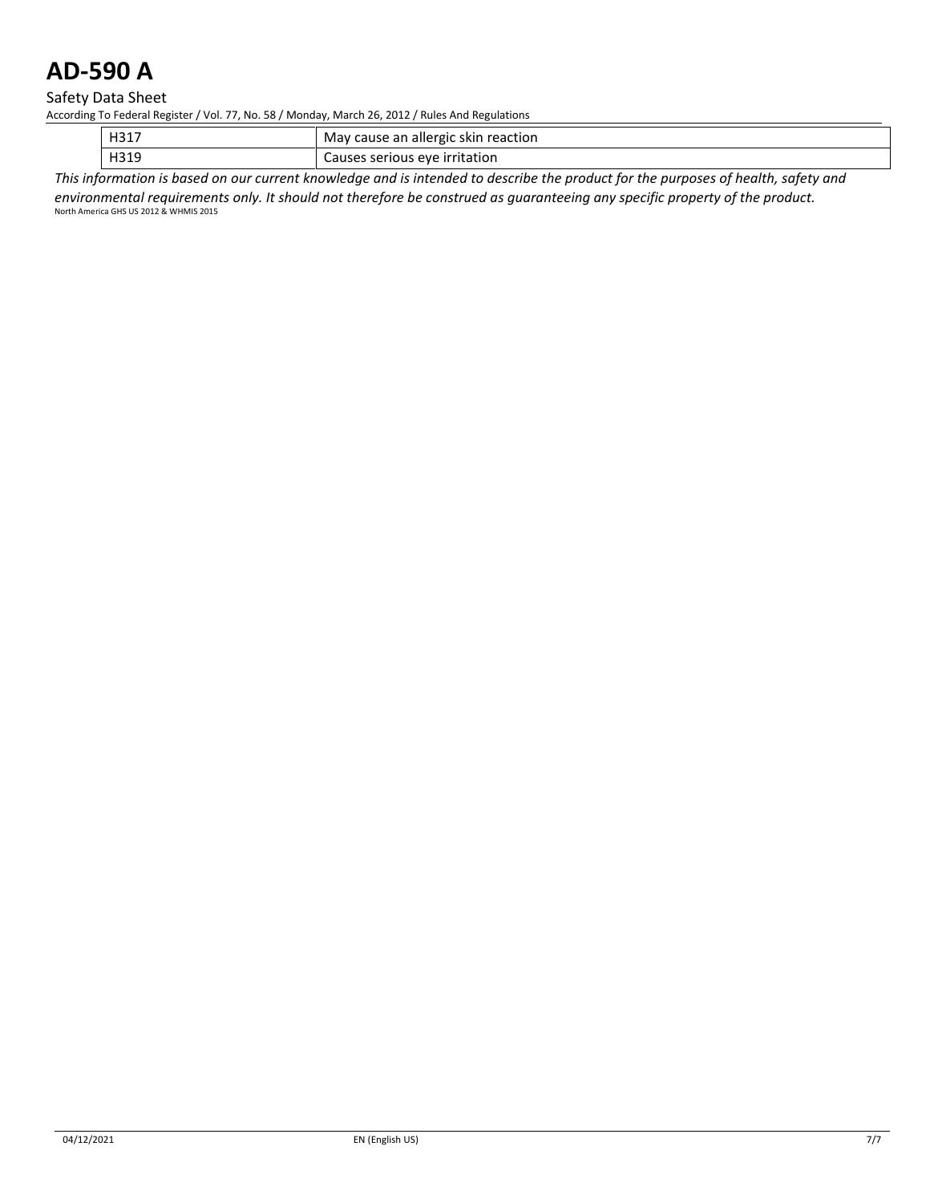| | |
|---|---|
| H317 | May cause an allergic skin reaction |
| H319 | Causes serious eye irritation |

*This information is based on our current knowledge and is intended to describe the product for the purposes of health, safety and environmental requirements only. It should not therefore be construed as guaranteeing any specific property of the product.*

North America GHS US 2012 & WHMIS 2015